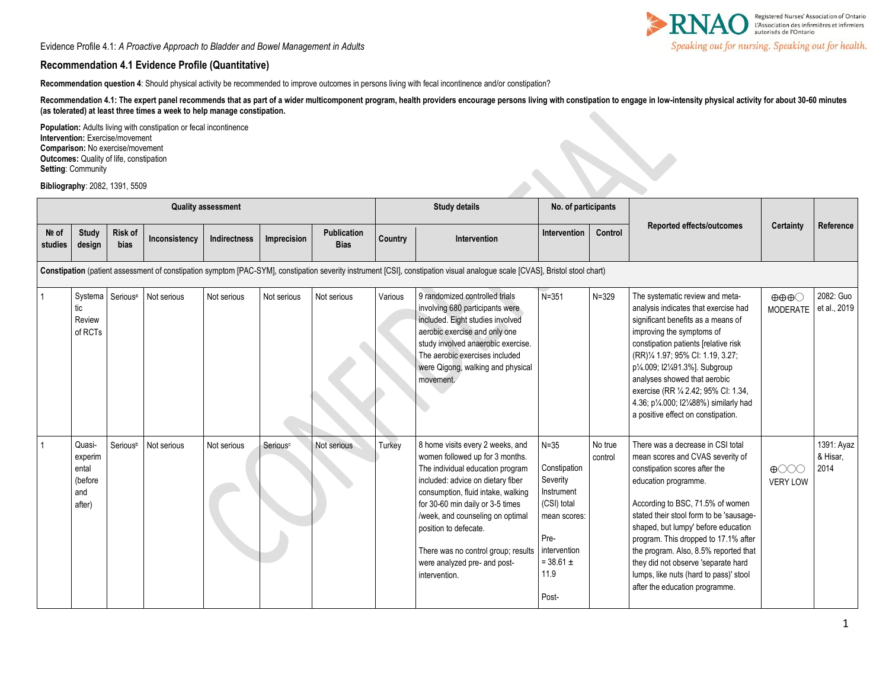Evidence Profile 4.1: *A Proactive Approach to Bladder and Bowel Management in Adults*

## Recommendation 4.1 Evidence Profile (Quantitative)

**Recommendation question 4**: Should physical activity be recommended to improve outcomes in persons living with fecal incontinence and/or constipation?

**Recommendation 4.1: The expert panel recommends that as part of a wider multicomponent program, health providers encourage persons living with constipation to engage in low-intensity physical activity for about 30-60 minutes (as tolerated) at least three times a week to help manage constipation.**

**Population:** Adults living with constipation or fecal incontinence
**Intervention:** Exercise/movement
**Comparison:** No exercise/movement
**Outcomes:** Quality of life, constipation
**Setting**: Community

**Bibliography**: 2082, 1391, 5509

| Quality assessment | | | | | | Study details | | No. of participants | | Reported effects/outcomes | Certainty | Reference |
|---|---|---|---|---|---|---|---|---|---|---|---|---|
| № of studies | Study design | Risk of bias | Inconsistency | Indirectness | Imprecision | Publication Bias | Country | Intervention | Intervention | Control | | | |
| **Constipation** (patient assessment of constipation symptom [PAC-SYM], constipation severity instrument [CSI], constipation visual analogue scale [CVAS], Bristol stool chart) | | | | | | | | | | | | |
| 1 | Systematic Review of RCTs | Serious[a] | Not serious | Not serious | Not serious | Not serious | Various | 9 randomized controlled trials involving 680 participants were included. Eight studies involved aerobic exercise and only one study involved anaerobic exercise. The aerobic exercises included were Qigong, walking and physical movement. | N=351 | N=329 | The systematic review and meta-analysis indicates that exercise had significant benefits as a means of improving the symptoms of constipation patients [relative risk (RR)¼ 1.97; 95% CI: 1.19, 3.27; p¼.009; I2¼91.3%]. Subgroup analyses showed that aerobic exercise (RR ¼ 2.42; 95% CI: 1.34, 4.36; p¼.000; I2¼88%) similarly had a positive effect on constipation. | ⊕⊕⊕◯ MODERATE | 2082: Guo et al., 2019 |
| 1 | Quasi-experimental (before and after) | Serious[b] | Not serious | Not serious | Serious[c] | Not serious | Turkey | 8 home visits every 2 weeks, and women followed up for 3 months. The individual education program included: advice on dietary fiber consumption, fluid intake, walking for 30-60 min daily or 3-5 times /week, and counseling on optimal position to defecate.<br><br>There was no control group; results were analyzed pre- and post-intervention. | N=35<br><br>Constipation Severity Instrument (CSI) total mean scores:<br><br>Pre-intervention = 38.61 ± 11.9<br><br>Post- | No true control | There was a decrease in CSI total mean scores and CVAS severity of constipation scores after the education programme.<br><br>According to BSC, 71.5% of women stated their stool form to be 'sausage-shaped, but lumpy' before education program. This dropped to 17.1% after the program. Also, 8.5% reported that they did not observe 'separate hard lumps, like nuts (hard to pass)' stool after the education programme. | ⊕◯◯◯ VERY LOW | 1391: Ayaz & Hisar, 2014 |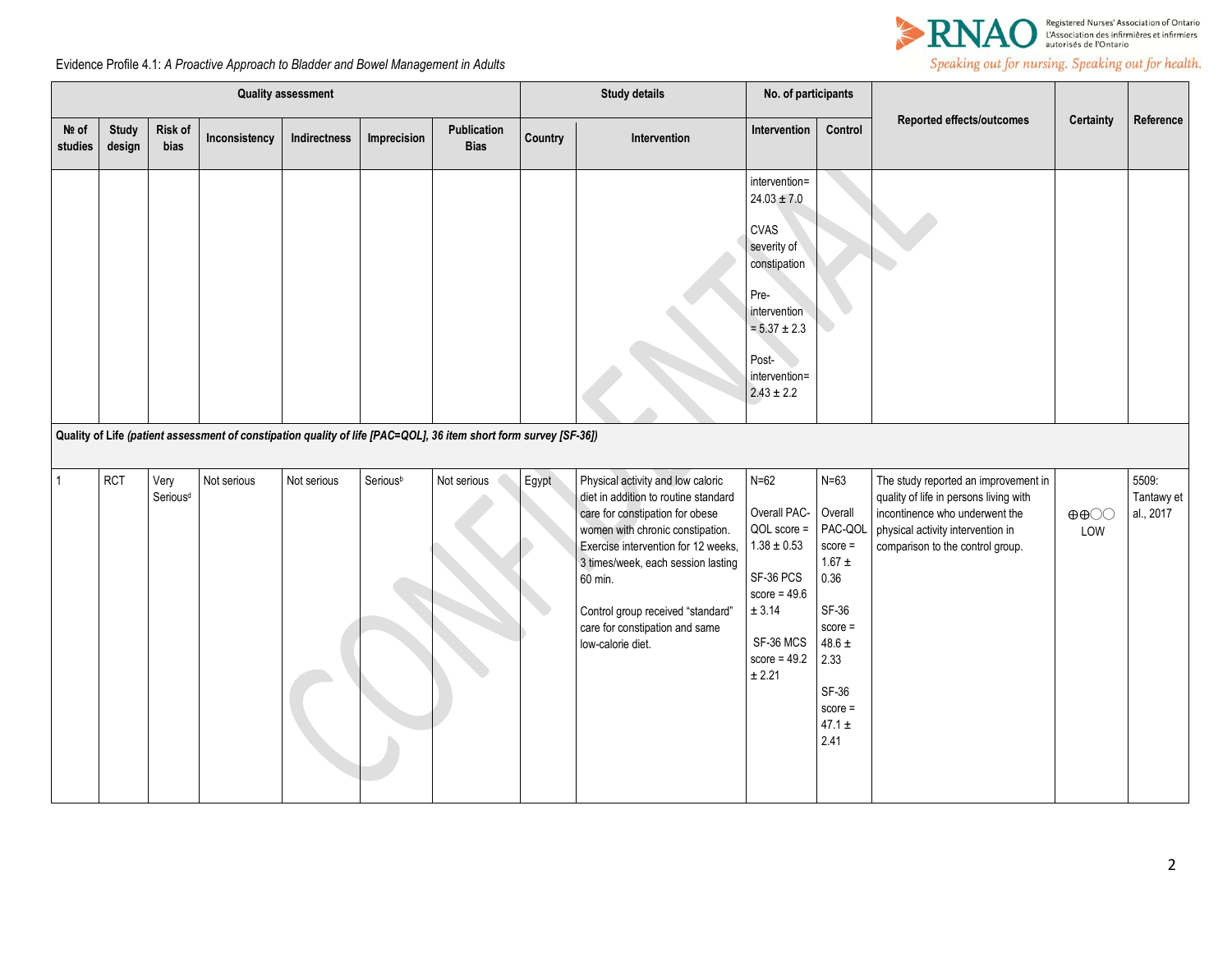Evidence Profile 4.1: *A Proactive Approach to Bladder and Bowel Management in Adults*

| Quality assessment | | | | | | | Study details | | No. of participants | | Reported effects/outcomes | Certainty | Reference |
|---|---|---|---|---|---|---|---|---|---|---|---|---|---|
| № of studies | Study design | Risk of bias | Inconsistency | Indirectness | Imprecision | Publication Bias | Country | Intervention | Intervention | Control | | | |
| | | | | | | | | | intervention= 24.03 ± 7.0<br><br>CVAS severity of constipation<br><br>Pre-intervention = 5.37 ± 2.3<br><br>Post-intervention= 2.43 ± 2.2 | | | | |
| **Quality of Life** ***(patient assessment of constipation quality of life [PAC=QOL], 36 item short form survey [SF-36])*** | | | | | | | | | | | | | |
| 1 | RCT | Very Serious[d] | Not serious | Not serious | Serious[b] | Not serious | Egypt | Physical activity and low caloric diet in addition to routine standard care for constipation for obese women with chronic constipation. Exercise intervention for 12 weeks, 3 times/week, each session lasting 60 min.<br><br>Control group received "standard" care for constipation and same low-calorie diet. | N=62<br><br>Overall PAC-QOL score = 1.38 ± 0.53<br><br>SF-36 PCS score = 49.6 ± 3.14<br><br>SF-36 MCS score = 49.2 ± 2.21 | N=63<br><br>Overall PAC-QOL score = 1.67 ± 0.36<br><br>SF-36 score = 48.6 ± 2.33<br><br>SF-36 score = 47.1 ± 2.41 | The study reported an improvement in quality of life in persons living with incontinence who underwent the physical activity intervention in comparison to the control group. | ⊕⊕◯◯ LOW | 5509: Tantawy et al., 2017 |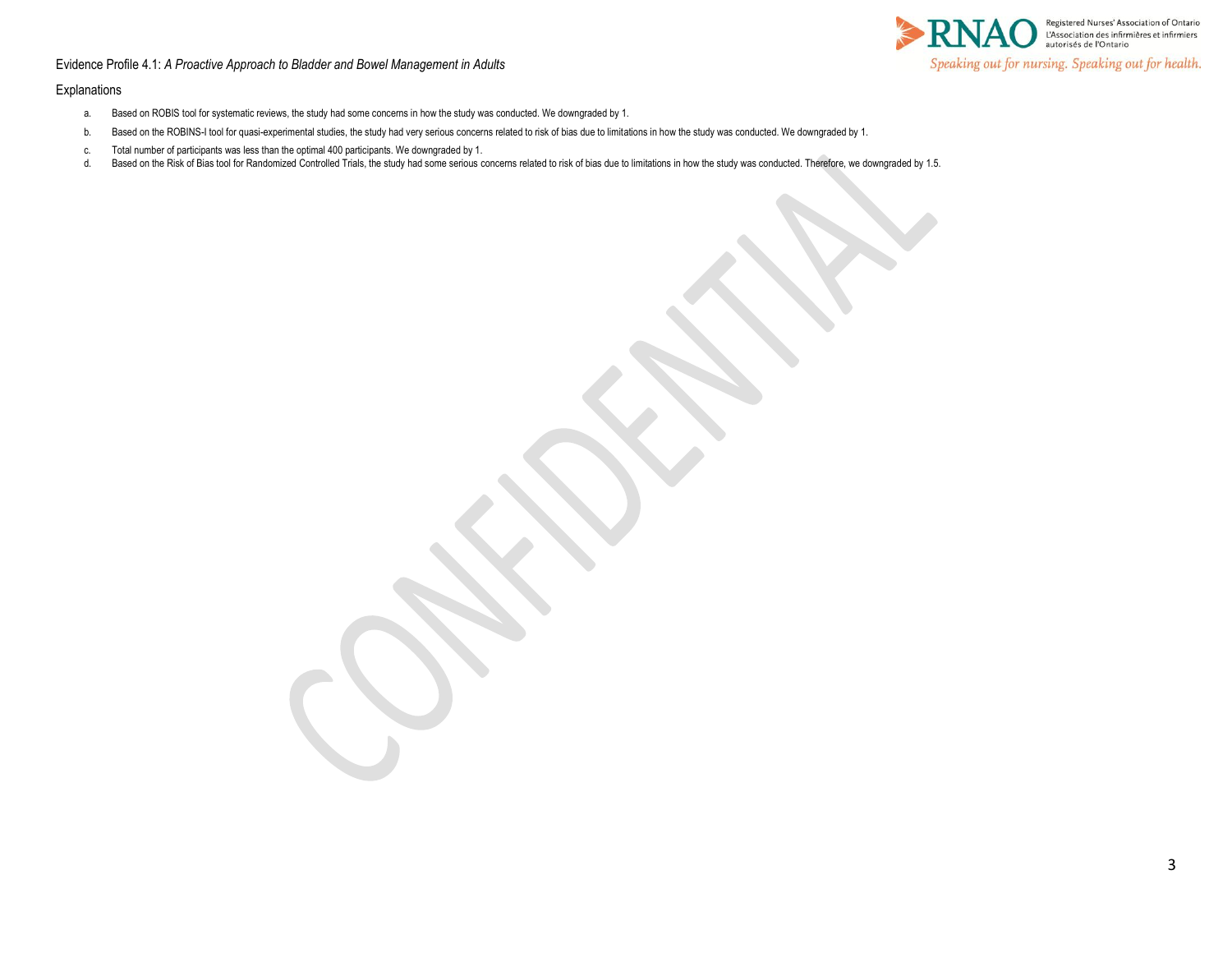Evidence Profile 4.1: *A Proactive Approach to Bladder and Bowel Management in Adults*

Explanations

a. Based on ROBIS tool for systematic reviews, the study had some concerns in how the study was conducted. We downgraded by 1.

b. Based on the ROBINS-I tool for quasi-experimental studies, the study had very serious concerns related to risk of bias due to limitations in how the study was conducted. We downgraded by 1.

c. Total number of participants was less than the optimal 400 participants. We downgraded by 1.

d. Based on the Risk of Bias tool for Randomized Controlled Trials, the study had some serious concerns related to risk of bias due to limitations in how the study was conducted. Therefore, we downgraded by 1.5.